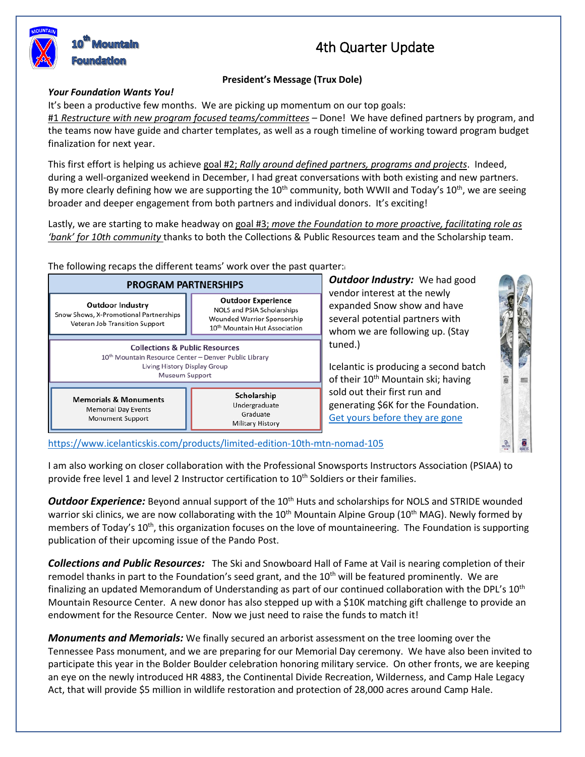# 10th Mountain Foundation

## 4th Quarter Update

### President's Message (Trux Dole)

***Your Foundation Wants You!***

It's been a productive few months. We are picking up momentum on our top goals:

#1 *Restructure with new program focused teams/committees* – Done! We have defined partners by program, and the teams now have guide and charter templates, as well as a rough timeline of working toward program budget finalization for next year.

This first effort is helping us achieve goal #2; *Rally around defined partners, programs and projects*. Indeed, during a well-organized weekend in December, I had great conversations with both existing and new partners. By more clearly defining how we are supporting the 10th community, both WWII and Today's 10th, we are seeing broader and deeper engagement from both partners and individual donors. It's exciting!

Lastly, we are starting to make headway on goal #3; *move the Foundation to more proactive, facilitating role as 'bank' for 10th community* thanks to both the Collections & Public Resources team and the Scholarship team.

The following recaps the different teams' work over the past quarter:

**PROGRAM PARTNERSHIPS**

| | |
|---|---|
| **Outdoor Industry**<br>Snow Shows, X-Promotional Partnerships<br>Veteran Job Transition Support | **Outdoor Experience**<br>NOLS and PSIA Scholarships<br>Wounded Warrior Sponsorship<br>10th Mountain Hut Association |
| **Collections & Public Resources**<br>10th Mountain Resource Center – Denver Public Library<br>Living History Display Group<br>Museum Support | |
| **Memorials & Monuments**<br>Memorial Day Events<br>Monument Support | **Scholarship**<br>Undergraduate<br>Graduate<br>Military History |

***Outdoor Industry:*** We had good vendor interest at the newly expanded Snow show and have several potential partners with whom we are following up. (Stay tuned.)

Icelantic is producing a second batch of their 10th Mountain ski; having sold out their first run and generating $6K for the Foundation. Get yours before they are gone https://www.icelanticskis.com/products/limited-edition-10th-mtn-nomad-105

I am also working on closer collaboration with the Professional Snowsports Instructors Association (PSIAA) to provide free level 1 and level 2 Instructor certification to 10th Soldiers or their families.

***Outdoor Experience:*** Beyond annual support of the 10th Huts and scholarships for NOLS and STRIDE wounded warrior ski clinics, we are now collaborating with the 10th Mountain Alpine Group (10th MAG). Newly formed by members of Today's 10th, this organization focuses on the love of mountaineering. The Foundation is supporting publication of their upcoming issue of the Pando Post.

***Collections and Public Resources:*** The Ski and Snowboard Hall of Fame at Vail is nearing completion of their remodel thanks in part to the Foundation's seed grant, and the 10th will be featured prominently. We are finalizing an updated Memorandum of Understanding as part of our continued collaboration with the DPL's 10th Mountain Resource Center. A new donor has also stepped up with a $10K matching gift challenge to provide an endowment for the Resource Center. Now we just need to raise the funds to match it!

***Monuments and Memorials:*** We finally secured an arborist assessment on the tree looming over the Tennessee Pass monument, and we are preparing for our Memorial Day ceremony. We have also been invited to participate this year in the Bolder Boulder celebration honoring military service. On other fronts, we are keeping an eye on the newly introduced HR 4883, the Continental Divide Recreation, Wilderness, and Camp Hale Legacy Act, that will provide $5 million in wildlife restoration and protection of 28,000 acres around Camp Hale.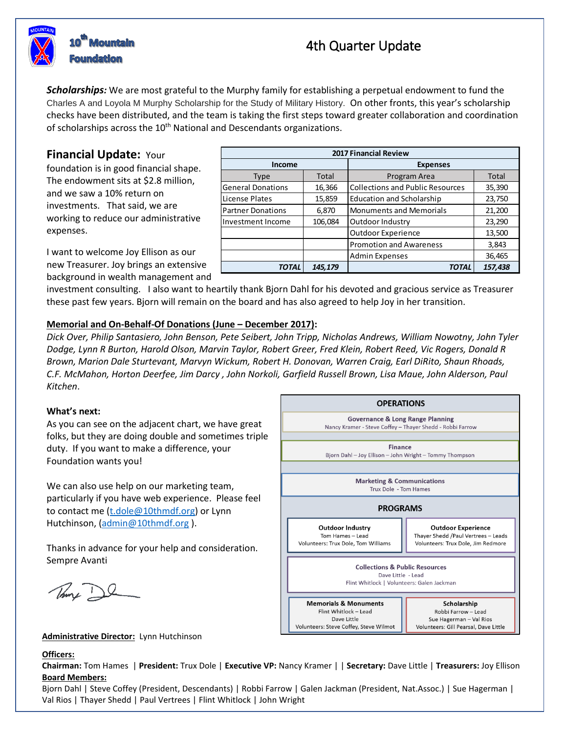10th Mountain Foundation

# 4th Quarter Update

***Scholarships:*** We are most grateful to the Murphy family for establishing a perpetual endowment to fund the Charles A and Loyola M Murphy Scholarship for the Study of Military History. On other fronts, this year's scholarship checks have been distributed, and the team is taking the first steps toward greater collaboration and coordination of scholarships across the 10th National and Descendants organizations.

## Financial Update:

Your foundation is in good financial shape. The endowment sits at $2.8 million, and we saw a 10% return on investments. That said, we are working to reduce our administrative expenses.

| 2017 Financial Review | | | |
|---|---|---|---|
| **Income** | | **Expenses** | |
| Type | Total | Program Area | Total |
| General Donations | 16,366 | Collections and Public Resources | 35,390 |
| License Plates | 15,859 | Education and Scholarship | 23,750 |
| Partner Donations | 6,870 | Monuments and Memorials | 21,200 |
| Investment Income | 106,084 | Outdoor Industry | 23,290 |
| | | Outdoor Experience | 13,500 |
| | | Promotion and Awareness | 3,843 |
| | | Admin Expenses | 36,465 |
| ***TOTAL*** | ***145,179*** | ***TOTAL*** | ***157,438*** |

I want to welcome Joy Ellison as our new Treasurer. Joy brings an extensive background in wealth management and investment consulting. I also want to heartily thank Bjorn Dahl for his devoted and gracious service as Treasurer these past few years. Bjorn will remain on the board and has also agreed to help Joy in her transition.

**<u>Memorial and On-Behalf-Of Donations (June – December 2017)</u>:**

*Dick Over, Philip Santasiero, John Benson, Pete Seibert, John Tripp, Nicholas Andrews, William Nowotny, John Tyler Dodge, Lynn R Burton, Harold Olson, Marvin Taylor, Robert Greer, Fred Klein, Robert Reed, Vic Rogers, Donald R Brown, Marion Dale Sturtevant, Marvyn Wickum, Robert H. Donovan, Warren Craig, Earl DiRito, Shaun Rhoads, C.F. McMahon, Horton Deerfee, Jim Darcy , John Norkoli, Garfield Russell Brown, Lisa Maue, John Alderson, Paul Kitchen*.

**What's next:**

As you can see on the adjacent chart, we have great folks, but they are doing double and sometimes triple duty. If you want to make a difference, your Foundation wants you!

We can also use help on our marketing team, particularly if you have web experience. Please feel to contact me (t.dole@10thmdf.org) or Lynn Hutchinson, (admin@10thmdf.org ).

Thanks in advance for your help and consideration.
Sempre Avanti

**OPERATIONS**

**Governance & Long Range Planning**
Nancy Kramer - Steve Coffey – Thayer Shedd - Robbi Farrow

**Finance**
Bjorn Dahl – Joy Ellison – John Wright – Tommy Thompson

**Marketing & Communications**
Trux Dole - Tom Hames

**PROGRAMS**

**Outdoor Industry**
Tom Hames – Lead
Volunteers: Trux Dole, Tom Williams

**Outdoor Experience**
Thayer Shedd /Paul Vertrees – Leads
Volunteers: Trux Dole, Jim Redmore

**Collections & Public Resources**
Dave Little - Lead
Flint Whitlock | Volunteers: Galen Jackman

**Memorials & Monuments**
Flint Whitlock – Lead
Dave Little
Volunteers: Steve Coffey, Steve Wilmot

**Scholarship**
Robbi Farrow – Lead
Sue Hagerman – Val Rios
Volunteers: Gill Pearsal, Dave Little

**<u>Administrative Director:</u>** Lynn Hutchinson

**<u>Officers:</u>**
**Chairman:** Tom Hames | **President:** Trux Dole | **Executive VP:** Nancy Kramer | | **Secretary:** Dave Little | **Treasurers:** Joy Ellison

**<u>Board Members:</u>**
Bjorn Dahl | Steve Coffey (President, Descendants) | Robbi Farrow | Galen Jackman (President, Nat.Assoc.) | Sue Hagerman | Val Rios | Thayer Shedd | Paul Vertrees | Flint Whitlock | John Wright